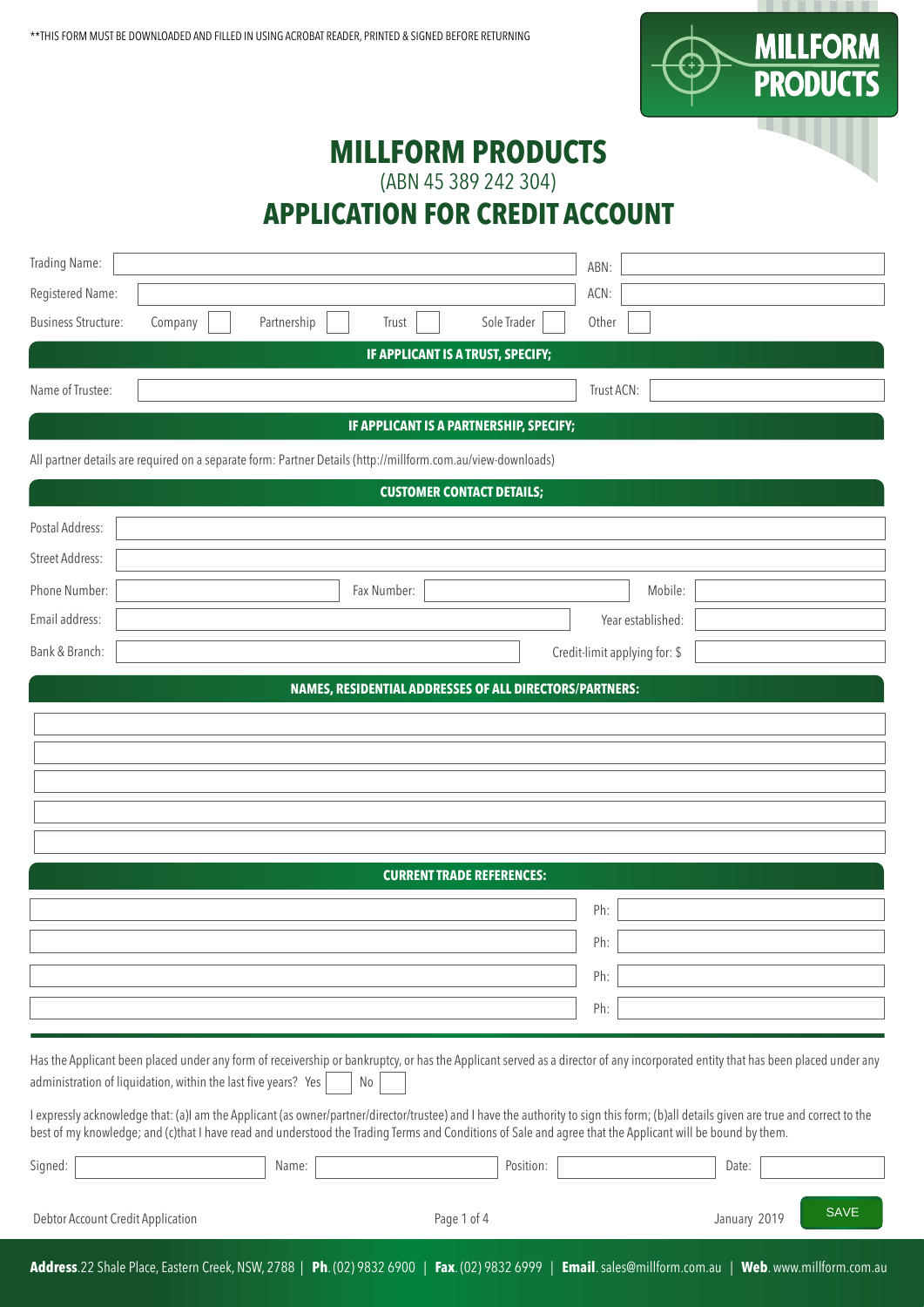**THIS FORM MUST BE DOWNLOADED AND FILLED IN USING ACROBAT READER, PRINTED & SIGNED BEFORE RETURNING

MILLFORM PRODUCTS

# MILLFORM PRODUCTS

(ABN 45 389 242 304)

# APPLICATION FOR CREDIT ACCOUNT

Trading Name: ____________________ ABN: ____________________

Registered Name: ____________________ ACN: ____________________

Business Structure: Company ☐ Partnership ☐ Trust ☐ Sole Trader ☐ Other ☐

## IF APPLICANT IS A TRUST, SPECIFY;

Name of Trustee: ____________________ Trust ACN: ____________________

## IF APPLICANT IS A PARTNERSHIP, SPECIFY;

All partner details are required on a separate form: Partner Details (http://millform.com.au/view-downloads)

## CUSTOMER CONTACT DETAILS;

Postal Address: ____________________

Street Address: ____________________

Phone Number: ____________________ Fax Number: ____________________ Mobile: ____________________

Email address: ____________________ Year established: ____________________

Bank & Branch: ____________________ Credit-limit applying for: $ ____________________

## NAMES, RESIDENTIAL ADDRESSES OF ALL DIRECTORS/PARTNERS:

____________________

____________________

____________________

____________________

____________________

## CURRENT TRADE REFERENCES:

____________________ Ph: ____________________

____________________ Ph: ____________________

____________________ Ph: ____________________

____________________ Ph: ____________________

Has the Applicant been placed under any form of receivership or bankruptcy, or has the Applicant served as a director of any incorporated entity that has been placed under any administration of liquidation, within the last five years? Yes ☐ No ☐

I expressly acknowledge that: (a)I am the Applicant (as owner/partner/director/trustee) and I have the authority to sign this form; (b)all details given are true and correct to the best of my knowledge; and (c)that I have read and understood the Trading Terms and Conditions of Sale and agree that the Applicant will be bound by them.

Signed: ____________________ Name: ____________________ Position: ____________________ Date: ____________________

Debtor Account Credit Application

January 2019

SAVE

**Address**. 22 Shale Place, Eastern Creek, NSW, 2788 | **Ph**. (02) 9832 6900 | **Fax**. (02) 9832 6999 | **Email**. sales@millform.com.au | **Web**. www.millform.com.au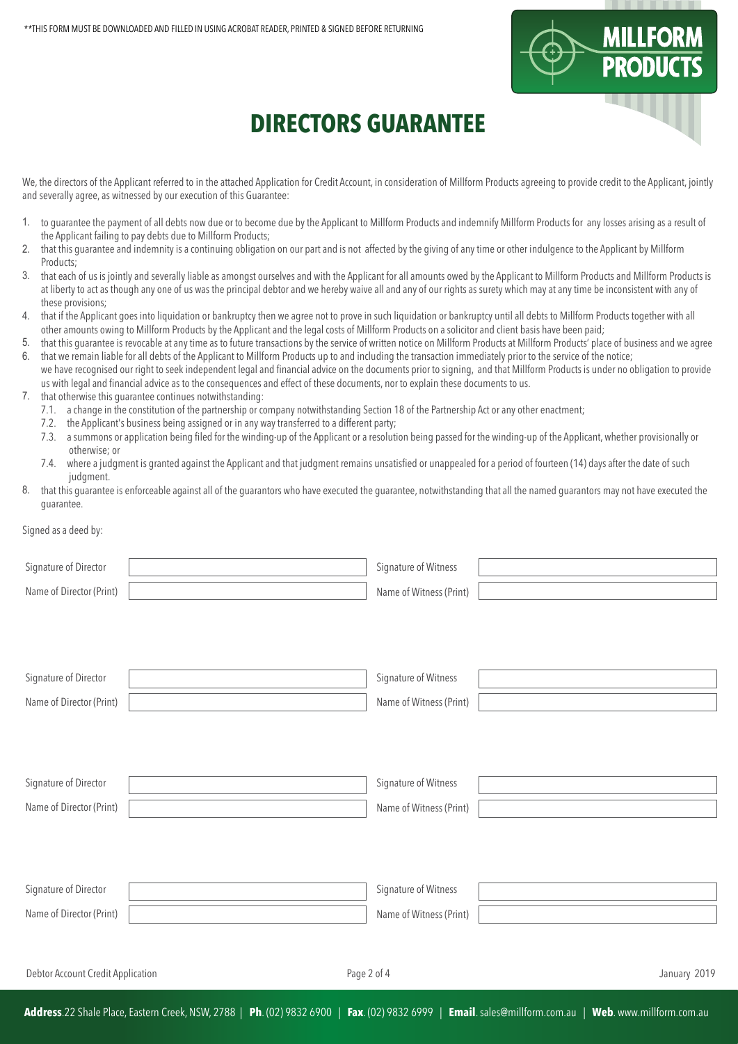**THIS FORM MUST BE DOWNLOADED AND FILLED IN USING ACROBAT READER, PRINTED & SIGNED BEFORE RETURNING

# DIRECTORS GUARANTEE

We, the directors of the Applicant referred to in the attached Application for Credit Account, in consideration of Millform Products agreeing to provide credit to the Applicant, jointly and severally agree, as witnessed by our execution of this Guarantee:

1. to guarantee the payment of all debts now due or to become due by the Applicant to Millform Products and indemnify Millform Products for any losses arising as a result of the Applicant failing to pay debts due to Millform Products;
2. that this guarantee and indemnity is a continuing obligation on our part and is not affected by the giving of any time or other indulgence to the Applicant by Millform Products;
3. that each of us is jointly and severally liable as amongst ourselves and with the Applicant for all amounts owed by the Applicant to Millform Products and Millform Products is at liberty to act as though any one of us was the principal debtor and we hereby waive all and any of our rights as surety which may at any time be inconsistent with any of these provisions;
4. that if the Applicant goes into liquidation or bankruptcy then we agree not to prove in such liquidation or bankruptcy until all debts to Millform Products together with all other amounts owing to Millform Products by the Applicant and the legal costs of Millform Products on a solicitor and client basis have been paid;
5. that this guarantee is revocable at any time as to future transactions by the service of written notice on Millform Products at Millform Products' place of business and we agree
6. that we remain liable for all debts of the Applicant to Millform Products up to and including the transaction immediately prior to the service of the notice; we have recognised our right to seek independent legal and financial advice on the documents prior to signing, and that Millform Products is under no obligation to provide us with legal and financial advice as to the consequences and effect of these documents, nor to explain these documents to us.
7. that otherwise this guarantee continues notwithstanding:
   7.1. a change in the constitution of the partnership or company notwithstanding Section 18 of the Partnership Act or any other enactment;
   7.2. the Applicant's business being assigned or in any way transferred to a different party;
   7.3. a summons or application being filed for the winding-up of the Applicant or a resolution being passed for the winding-up of the Applicant, whether provisionally or otherwise; or
   7.4. where a judgment is granted against the Applicant and that judgment remains unsatisfied or unappealed for a period of fourteen (14) days after the date of such judgment.
8. that this guarantee is enforceable against all of the guarantors who have executed the guarantee, notwithstanding that all the named guarantors may not have executed the guarantee.

Signed as a deed by:

| Signature of Director | | Signature of Witness | |
|---|---|---|---|
| Name of Director (Print) | | Name of Witness (Print) | |

| Signature of Director | | Signature of Witness | |
|---|---|---|---|
| Name of Director (Print) | | Name of Witness (Print) | |

| Signature of Director | | Signature of Witness | |
|---|---|---|---|
| Name of Director (Print) | | Name of Witness (Print) | |

| Signature of Director | | Signature of Witness | |
|---|---|---|---|
| Name of Director (Print) | | Name of Witness (Print) | |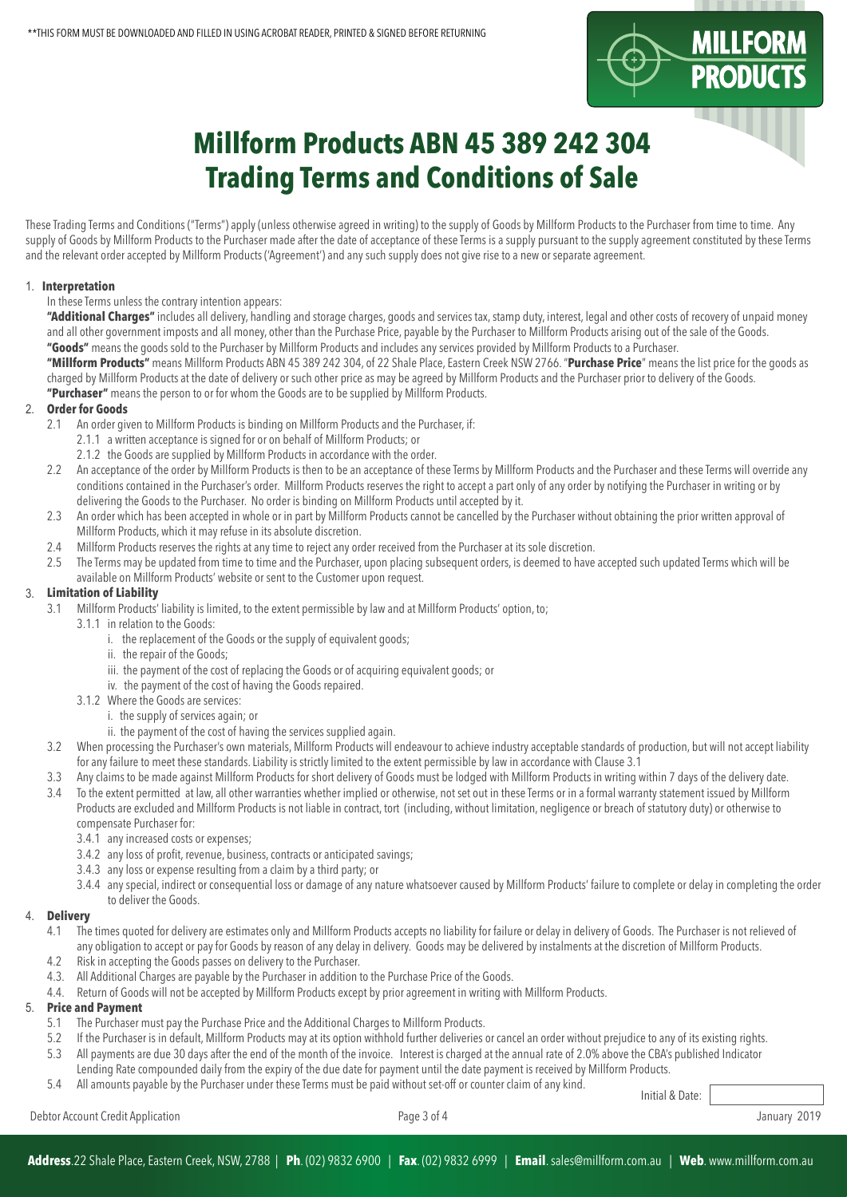**THIS FORM MUST BE DOWNLOADED AND FILLED IN USING ACROBAT READER, PRINTED & SIGNED BEFORE RETURNING

# Millform Products ABN 45 389 242 304
# Trading Terms and Conditions of Sale

These Trading Terms and Conditions ("Terms") apply (unless otherwise agreed in writing) to the supply of Goods by Millform Products to the Purchaser from time to time. Any supply of Goods by Millform Products to the Purchaser made after the date of acceptance of these Terms is a supply pursuant to the supply agreement constituted by these Terms and the relevant order accepted by Millform Products ('Agreement') and any such supply does not give rise to a new or separate agreement.

## 1. Interpretation

In these Terms unless the contrary intention appears:

**"Additional Charges"** includes all delivery, handling and storage charges, goods and services tax, stamp duty, interest, legal and other costs of recovery of unpaid money and all other government imposts and all money, other than the Purchase Price, payable by the Purchaser to Millform Products arising out of the sale of the Goods.

**"Goods"** means the goods sold to the Purchaser by Millform Products and includes any services provided by Millform Products to a Purchaser.

**"Millform Products"** means Millform Products ABN 45 389 242 304, of 22 Shale Place, Eastern Creek NSW 2766. "**Purchase Price**" means the list price for the goods as charged by Millform Products at the date of delivery or such other price as may be agreed by Millform Products and the Purchaser prior to delivery of the Goods.

**"Purchaser"** means the person to or for whom the Goods are to be supplied by Millform Products.

## 2. Order for Goods

2.1 An order given to Millform Products is binding on Millform Products and the Purchaser, if:

- 2.1.1 a written acceptance is signed for or on behalf of Millform Products; or
- 2.1.2 the Goods are supplied by Millform Products in accordance with the order.

2.2 An acceptance of the order by Millform Products is then to be an acceptance of these Terms by Millform Products and the Purchaser and these Terms will override any conditions contained in the Purchaser's order. Millform Products reserves the right to accept a part only of any order by notifying the Purchaser in writing or by delivering the Goods to the Purchaser. No order is binding on Millform Products until accepted by it.

2.3 An order which has been accepted in whole or in part by Millform Products cannot be cancelled by the Purchaser without obtaining the prior written approval of Millform Products, which it may refuse in its absolute discretion.

2.4 Millform Products reserves the rights at any time to reject any order received from the Purchaser at its sole discretion.

2.5 The Terms may be updated from time to time and the Purchaser, upon placing subsequent orders, is deemed to have accepted such updated Terms which will be available on Millform Products' website or sent to the Customer upon request.

## 3. Limitation of Liability

3.1 Millform Products' liability is limited, to the extent permissible by law and at Millform Products' option, to;

- 3.1.1 in relation to the Goods:
  - i. the replacement of the Goods or the supply of equivalent goods;
  - ii. the repair of the Goods;
  - iii. the payment of the cost of replacing the Goods or of acquiring equivalent goods; or
  - iv. the payment of the cost of having the Goods repaired.
- 3.1.2 Where the Goods are services:
  - i. the supply of services again; or
  - ii. the payment of the cost of having the services supplied again.

3.2 When processing the Purchaser's own materials, Millform Products will endeavour to achieve industry acceptable standards of production, but will not accept liability for any failure to meet these standards. Liability is strictly limited to the extent permissible by law in accordance with Clause 3.1

3.3 Any claims to be made against Millform Products for short delivery of Goods must be lodged with Millform Products in writing within 7 days of the delivery date.

3.4 To the extent permitted at law, all other warranties whether implied or otherwise, not set out in these Terms or in a formal warranty statement issued by Millform Products are excluded and Millform Products is not liable in contract, tort (including, without limitation, negligence or breach of statutory duty) or otherwise to compensate Purchaser for:

- 3.4.1 any increased costs or expenses;
- 3.4.2 any loss of profit, revenue, business, contracts or anticipated savings;
- 3.4.3 any loss or expense resulting from a claim by a third party; or
- 3.4.4 any special, indirect or consequential loss or damage of any nature whatsoever caused by Millform Products' failure to complete or delay in completing the order to deliver the Goods.

## 4. Delivery

4.1 The times quoted for delivery are estimates only and Millform Products accepts no liability for failure or delay in delivery of Goods. The Purchaser is not relieved of any obligation to accept or pay for Goods by reason of any delay in delivery. Goods may be delivered by instalments at the discretion of Millform Products.

4.2 Risk in accepting the Goods passes on delivery to the Purchaser.

4.3. All Additional Charges are payable by the Purchaser in addition to the Purchase Price of the Goods.

4.4. Return of Goods will not be accepted by Millform Products except by prior agreement in writing with Millform Products.

## 5. Price and Payment

5.1 The Purchaser must pay the Purchase Price and the Additional Charges to Millform Products.

5.2 If the Purchaser is in default, Millform Products may at its option withhold further deliveries or cancel an order without prejudice to any of its existing rights.

5.3 All payments are due 30 days after the end of the month of the invoice. Interest is charged at the annual rate of 2.0% above the CBA's published Indicator Lending Rate compounded daily from the expiry of the due date for payment until the date payment is received by Millform Products.

5.4 All amounts payable by the Purchaser under these Terms must be paid without set-off or counter claim of any kind.

Initial & Date:

Debtor Account Credit Application — January 2019

**Address**. 22 Shale Place, Eastern Creek, NSW, 2788 | **Ph**. (02) 9832 6900 | **Fax**. (02) 9832 6999 | **Email**. sales@millform.com.au | **Web**. www.millform.com.au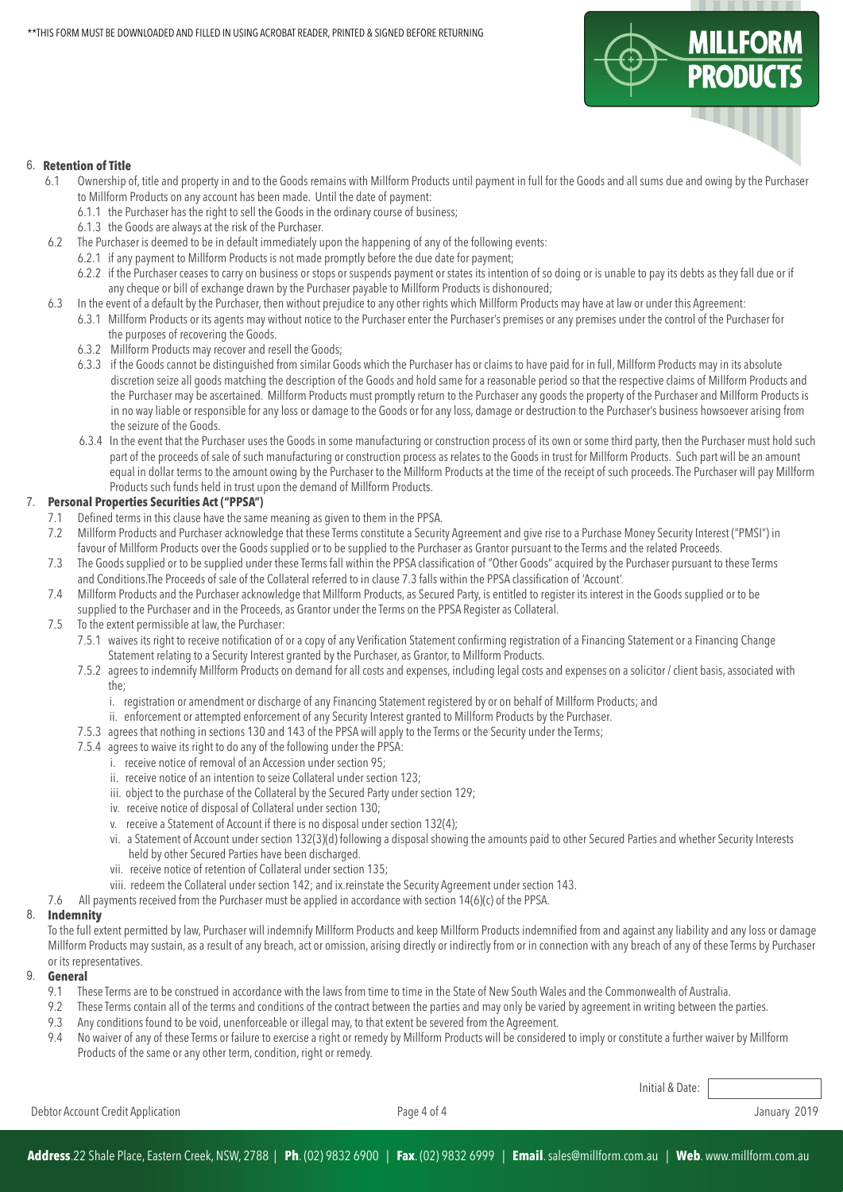**THIS FORM MUST BE DOWNLOADED AND FILLED IN USING ACROBAT READER, PRINTED & SIGNED BEFORE RETURNING

MILLFORM PRODUCTS

## 6. Retention of Title

6.1 Ownership of, title and property in and to the Goods remains with Millform Products until payment in full for the Goods and all sums due and owing by the Purchaser to Millform Products on any account has been made. Until the date of payment:

6.1.1 the Purchaser has the right to sell the Goods in the ordinary course of business;

6.1.3 the Goods are always at the risk of the Purchaser.

6.2 The Purchaser is deemed to be in default immediately upon the happening of any of the following events:

6.2.1 if any payment to Millform Products is not made promptly before the due date for payment;

6.2.2 if the Purchaser ceases to carry on business or stops or suspends payment or states its intention of so doing or is unable to pay its debts as they fall due or if any cheque or bill of exchange drawn by the Purchaser payable to Millform Products is dishonoured;

6.3 In the event of a default by the Purchaser, then without prejudice to any other rights which Millform Products may have at law or under this Agreement:

6.3.1 Millform Products or its agents may without notice to the Purchaser enter the Purchaser's premises or any premises under the control of the Purchaser for the purposes of recovering the Goods.

6.3.2 Millform Products may recover and resell the Goods;

6.3.3 if the Goods cannot be distinguished from similar Goods which the Purchaser has or claims to have paid for in full, Millform Products may in its absolute discretion seize all goods matching the description of the Goods and hold same for a reasonable period so that the respective claims of Millform Products and the Purchaser may be ascertained. Millform Products must promptly return to the Purchaser any goods the property of the Purchaser and Millform Products is in no way liable or responsible for any loss or damage to the Goods or for any loss, damage or destruction to the Purchaser's business howsoever arising from the seizure of the Goods.

6.3.4 In the event that the Purchaser uses the Goods in some manufacturing or construction process of its own or some third party, then the Purchaser must hold such part of the proceeds of sale of such manufacturing or construction process as relates to the Goods in trust for Millform Products. Such part will be an amount equal in dollar terms to the amount owing by the Purchaser to the Millform Products at the time of the receipt of such proceeds. The Purchaser will pay Millform Products such funds held in trust upon the demand of Millform Products.

## 7. Personal Properties Securities Act ("PPSA")

7.1 Defined terms in this clause have the same meaning as given to them in the PPSA.

7.2 Millform Products and Purchaser acknowledge that these Terms constitute a Security Agreement and give rise to a Purchase Money Security Interest ("PMSI") in favour of Millform Products over the Goods supplied or to be supplied to the Purchaser as Grantor pursuant to the Terms and the related Proceeds.

7.3 The Goods supplied or to be supplied under these Terms fall within the PPSA classification of "Other Goods" acquired by the Purchaser pursuant to these Terms and Conditions.The Proceeds of sale of the Collateral referred to in clause 7.3 falls within the PPSA classification of 'Account'.

7.4 Millform Products and the Purchaser acknowledge that Millform Products, as Secured Party, is entitled to register its interest in the Goods supplied or to be supplied to the Purchaser and in the Proceeds, as Grantor under the Terms on the PPSA Register as Collateral.

7.5 To the extent permissible at law, the Purchaser:

7.5.1 waives its right to receive notification of or a copy of any Verification Statement confirming registration of a Financing Statement or a Financing Change Statement relating to a Security Interest granted by the Purchaser, as Grantor, to Millform Products.

7.5.2 agrees to indemnify Millform Products on demand for all costs and expenses, including legal costs and expenses on a solicitor / client basis, associated with the;

i. registration or amendment or discharge of any Financing Statement registered by or on behalf of Millform Products; and

ii. enforcement or attempted enforcement of any Security Interest granted to Millform Products by the Purchaser.

7.5.3 agrees that nothing in sections 130 and 143 of the PPSA will apply to the Terms or the Security under the Terms;

7.5.4 agrees to waive its right to do any of the following under the PPSA:

i. receive notice of removal of an Accession under section 95;

ii. receive notice of an intention to seize Collateral under section 123;

iii. object to the purchase of the Collateral by the Secured Party under section 129;

iv. receive notice of disposal of Collateral under section 130;

v. receive a Statement of Account if there is no disposal under section 132(4);

vi. a Statement of Account under section 132(3)(d) following a disposal showing the amounts paid to other Secured Parties and whether Security Interests held by other Secured Parties have been discharged.

vii. receive notice of retention of Collateral under section 135;

viii. redeem the Collateral under section 142; and ix.reinstate the Security Agreement under section 143.

7.6 All payments received from the Purchaser must be applied in accordance with section 14(6)(c) of the PPSA.

## 8. Indemnity

To the full extent permitted by law, Purchaser will indemnify Millform Products and keep Millform Products indemnified from and against any liability and any loss or damage Millform Products may sustain, as a result of any breach, act or omission, arising directly or indirectly from or in connection with any breach of any of these Terms by Purchaser or its representatives.

## 9. General

9.1 These Terms are to be construed in accordance with the laws from time to time in the State of New South Wales and the Commonwealth of Australia.

9.2 These Terms contain all of the terms and conditions of the contract between the parties and may only be varied by agreement in writing between the parties.

9.3 Any conditions found to be void, unenforceable or illegal may, to that extent be severed from the Agreement.

9.4 No waiver of any of these Terms or failure to exercise a right or remedy by Millform Products will be considered to imply or constitute a further waiver by Millform Products of the same or any other term, condition, right or remedy.

Initial & Date: 

Debtor Account Credit Application — January 2019

**Address**.22 Shale Place, Eastern Creek, NSW, 2788 | **Ph**. (02) 9832 6900 | **Fax**. (02) 9832 6999 | **Email**. sales@millform.com.au | **Web**. www.millform.com.au